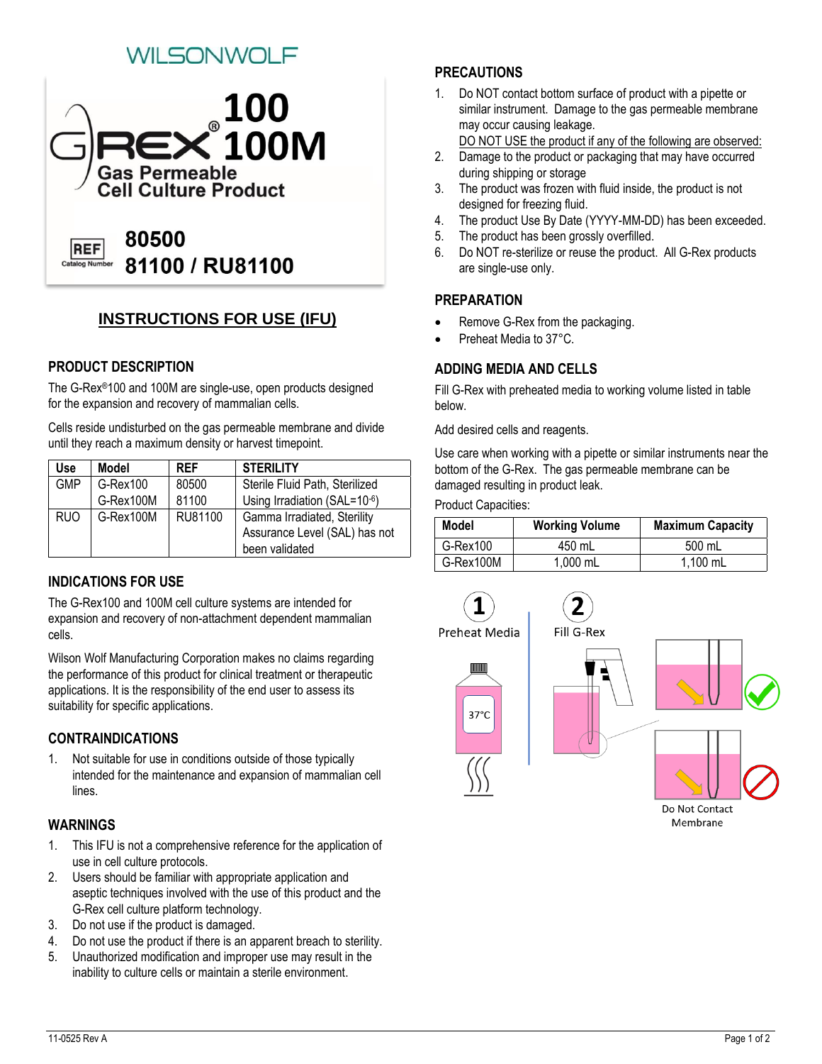WILSONWOLF

# G-REX® 100 / 100M

**Gas Permeable Cell Culture Product**

REF Catalog Number: **80500**
**81100 / RU81100**

## INSTRUCTIONS FOR USE (IFU)

## PRODUCT DESCRIPTION

The G-Rex®100 and 100M are single-use, open products designed for the expansion and recovery of mammalian cells.

Cells reside undisturbed on the gas permeable membrane and divide until they reach a maximum density or harvest timepoint.

| Use | Model | REF | STERILITY |
|---|---|---|---|
| GMP | G-Rex100<br>G-Rex100M | 80500<br>81100 | Sterile Fluid Path, Sterilized Using Irradiation (SAL=$10^{-6}$) |
| RUO | G-Rex100M | RU81100 | Gamma Irradiated, Sterility Assurance Level (SAL) has not been validated |

## INDICATIONS FOR USE

The G-Rex100 and 100M cell culture systems are intended for expansion and recovery of non-attachment dependent mammalian cells.

Wilson Wolf Manufacturing Corporation makes no claims regarding the performance of this product for clinical treatment or therapeutic applications. It is the responsibility of the end user to assess its suitability for specific applications.

## CONTRAINDICATIONS

1. Not suitable for use in conditions outside of those typically intended for the maintenance and expansion of mammalian cell lines.

## WARNINGS

1. This IFU is not a comprehensive reference for the application of use in cell culture protocols.
2. Users should be familiar with appropriate application and aseptic techniques involved with the use of this product and the G-Rex cell culture platform technology.
3. Do not use if the product is damaged.
4. Do not use the product if there is an apparent breach to sterility.
5. Unauthorized modification and improper use may result in the inability to culture cells or maintain a sterile environment.

## PRECAUTIONS

1. Do NOT contact bottom surface of product with a pipette or similar instrument. Damage to the gas permeable membrane may occur causing leakage.

<u>DO NOT USE the product if any of the following are observed:</u>

2. Damage to the product or packaging that may have occurred during shipping or storage
3. The product was frozen with fluid inside, the product is not designed for freezing fluid.
4. The product Use By Date (YYYY-MM-DD) has been exceeded.
5. The product has been grossly overfilled.
6. Do NOT re-sterilize or reuse the product. All G-Rex products are single-use only.

## PREPARATION

- Remove G-Rex from the packaging.
- Preheat Media to 37°C.

## ADDING MEDIA AND CELLS

Fill G-Rex with preheated media to working volume listed in table below.

Add desired cells and reagents.

Use care when working with a pipette or similar instruments near the bottom of the G-Rex. The gas permeable membrane can be damaged resulting in product leak.

Product Capacities:

| Model | Working Volume | Maximum Capacity |
|---|---|---|
| G-Rex100 | 450 mL | 500 mL |
| G-Rex100M | 1,000 mL | 1,100 mL |

1 Preheat Media — 37°C

2 Fill G-Rex

Do Not Contact Membrane

11-0525 Rev A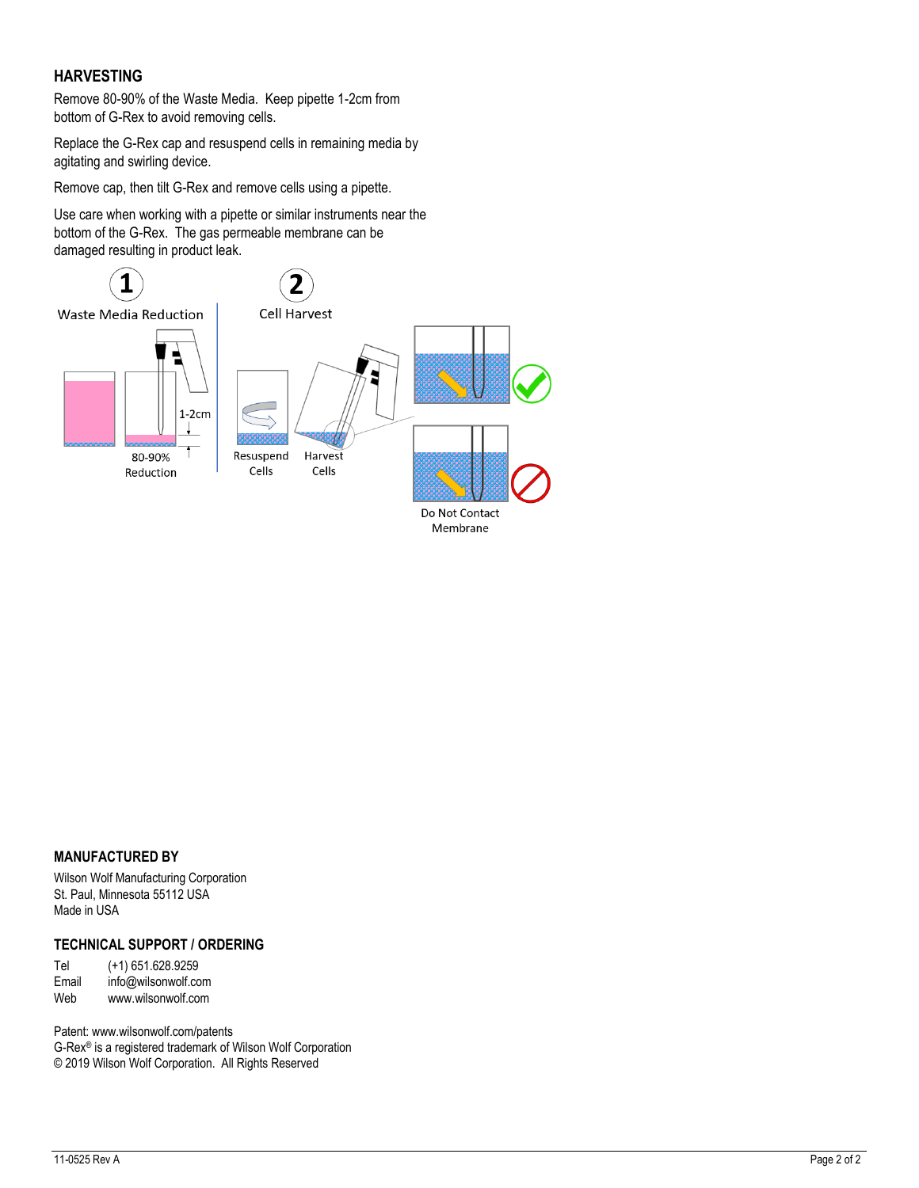## HARVESTING

Remove 80-90% of the Waste Media. Keep pipette 1-2cm from bottom of G-Rex to avoid removing cells.

Replace the G-Rex cap and resuspend cells in remaining media by agitating and swirling device.

Remove cap, then tilt G-Rex and remove cells using a pipette.

Use care when working with a pipette or similar instruments near the bottom of the G-Rex. The gas permeable membrane can be damaged resulting in product leak.

1 Waste Media Reduction

1-2cm

80-90% Reduction

2 Cell Harvest

Resuspend Cells

Harvest Cells

Do Not Contact Membrane

## MANUFACTURED BY

Wilson Wolf Manufacturing Corporation
St. Paul, Minnesota 55112 USA
Made in USA

## TECHNICAL SUPPORT / ORDERING

| | |
|---|---|
| Tel | (+1) 651.628.9259 |
| Email | info@wilsonwolf.com |
| Web | www.wilsonwolf.com |

Patent: www.wilsonwolf.com/patents
G-Rex® is a registered trademark of Wilson Wolf Corporation
© 2019 Wilson Wolf Corporation. All Rights Reserved

11-0525 Rev A